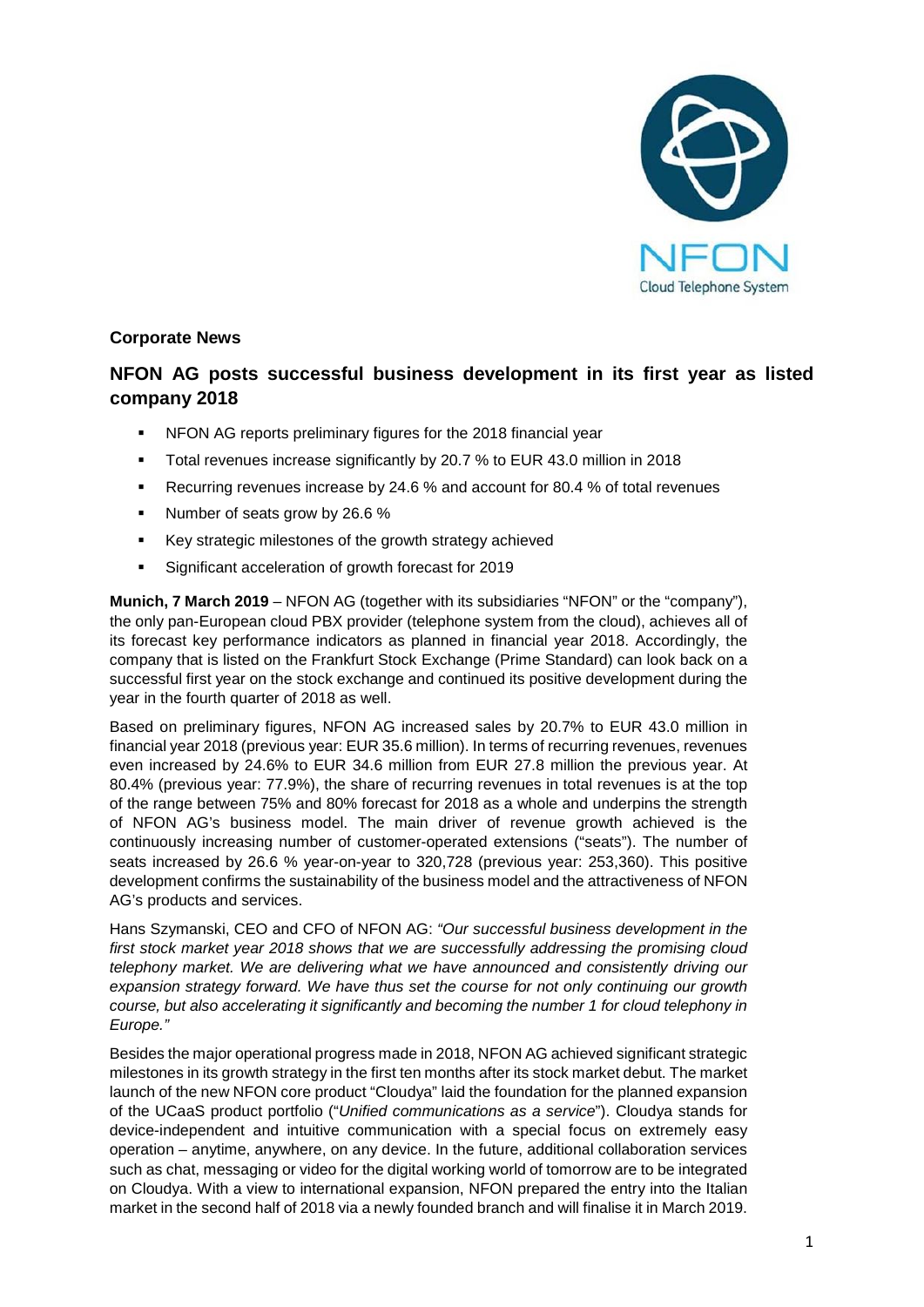**Corporate News**

## NFON AG posts successful business development in its first year as listed company 2018

- NFON AG reports preliminary figures for the 2018 financial year
- Total revenues increase significantly by 20.7 % to EUR 43.0 million in 2018
- Recurring revenues increase by 24.6 % and account for 80.4 % of total revenues
- Number of seats grow by 26.6 %
- Key strategic milestones of the growth strategy achieved
- Significant acceleration of growth forecast for 2019

**Munich, 7 March 2019** – NFON AG (together with its subsidiaries "NFON" or the "company"), the only pan-European cloud PBX provider (telephone system from the cloud), achieves all of its forecast key performance indicators as planned in financial year 2018. Accordingly, the company that is listed on the Frankfurt Stock Exchange (Prime Standard) can look back on a successful first year on the stock exchange and continued its positive development during the year in the fourth quarter of 2018 as well.

Based on preliminary figures, NFON AG increased sales by 20.7% to EUR 43.0 million in financial year 2018 (previous year: EUR 35.6 million). In terms of recurring revenues, revenues even increased by 24.6% to EUR 34.6 million from EUR 27.8 million the previous year. At 80.4% (previous year: 77.9%), the share of recurring revenues in total revenues is at the top of the range between 75% and 80% forecast for 2018 as a whole and underpins the strength of NFON AG's business model. The main driver of revenue growth achieved is the continuously increasing number of customer-operated extensions ("seats"). The number of seats increased by 26.6 % year-on-year to 320,728 (previous year: 253,360). This positive development confirms the sustainability of the business model and the attractiveness of NFON AG's products and services.

Hans Szymanski, CEO and CFO of NFON AG: *"Our successful business development in the first stock market year 2018 shows that we are successfully addressing the promising cloud telephony market. We are delivering what we have announced and consistently driving our expansion strategy forward. We have thus set the course for not only continuing our growth course, but also accelerating it significantly and becoming the number 1 for cloud telephony in Europe."*

Besides the major operational progress made in 2018, NFON AG achieved significant strategic milestones in its growth strategy in the first ten months after its stock market debut. The market launch of the new NFON core product "Cloudya" laid the foundation for the planned expansion of the UCaaS product portfolio ("*Unified communications as a service*"). Cloudya stands for device-independent and intuitive communication with a special focus on extremely easy operation – anytime, anywhere, on any device. In the future, additional collaboration services such as chat, messaging or video for the digital working world of tomorrow are to be integrated on Cloudya. With a view to international expansion, NFON prepared the entry into the Italian market in the second half of 2018 via a newly founded branch and will finalise it in March 2019.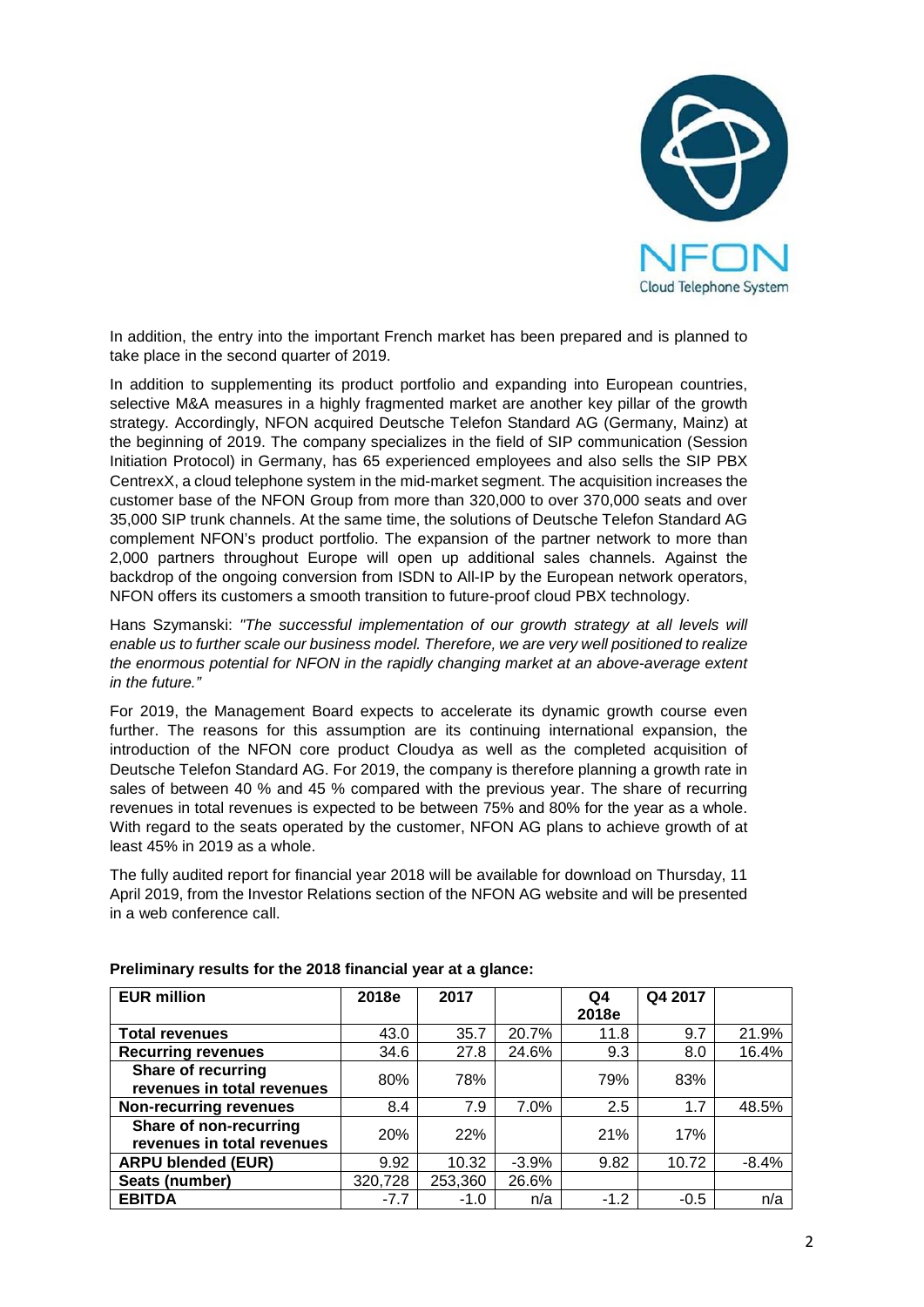In addition, the entry into the important French market has been prepared and is planned to take place in the second quarter of 2019.

In addition to supplementing its product portfolio and expanding into European countries, selective M&A measures in a highly fragmented market are another key pillar of the growth strategy. Accordingly, NFON acquired Deutsche Telefon Standard AG (Germany, Mainz) at the beginning of 2019. The company specializes in the field of SIP communication (Session Initiation Protocol) in Germany, has 65 experienced employees and also sells the SIP PBX CentrexX, a cloud telephone system in the mid-market segment. The acquisition increases the customer base of the NFON Group from more than 320,000 to over 370,000 seats and over 35,000 SIP trunk channels. At the same time, the solutions of Deutsche Telefon Standard AG complement NFON's product portfolio. The expansion of the partner network to more than 2,000 partners throughout Europe will open up additional sales channels. Against the backdrop of the ongoing conversion from ISDN to All-IP by the European network operators, NFON offers its customers a smooth transition to future-proof cloud PBX technology.

Hans Szymanski: *"The successful implementation of our growth strategy at all levels will enable us to further scale our business model. Therefore, we are very well positioned to realize the enormous potential for NFON in the rapidly changing market at an above-average extent in the future."*

For 2019, the Management Board expects to accelerate its dynamic growth course even further. The reasons for this assumption are its continuing international expansion, the introduction of the NFON core product Cloudya as well as the completed acquisition of Deutsche Telefon Standard AG. For 2019, the company is therefore planning a growth rate in sales of between 40 % and 45 % compared with the previous year. The share of recurring revenues in total revenues is expected to be between 75% and 80% for the year as a whole. With regard to the seats operated by the customer, NFON AG plans to achieve growth of at least 45% in 2019 as a whole.

The fully audited report for financial year 2018 will be available for download on Thursday, 11 April 2019, from the Investor Relations section of the NFON AG website and will be presented in a web conference call.

**Preliminary results for the 2018 financial year at a glance:**

| EUR million | 2018e | 2017 | | Q4 2018e | Q4 2017 | |
|---|---|---|---|---|---|---|
| **Total revenues** | 43.0 | 35.7 | 20.7% | 11.8 | 9.7 | 21.9% |
| **Recurring revenues** | 34.6 | 27.8 | 24.6% | 9.3 | 8.0 | 16.4% |
| **Share of recurring revenues in total revenues** | 80% | 78% | | 79% | 83% | |
| **Non-recurring revenues** | 8.4 | 7.9 | 7.0% | 2.5 | 1.7 | 48.5% |
| **Share of non-recurring revenues in total revenues** | 20% | 22% | | 21% | 17% | |
| **ARPU blended (EUR)** | 9.92 | 10.32 | -3.9% | 9.82 | 10.72 | -8.4% |
| **Seats (number)** | 320,728 | 253,360 | 26.6% | | | |
| **EBITDA** | -7.7 | -1.0 | n/a | -1.2 | -0.5 | n/a |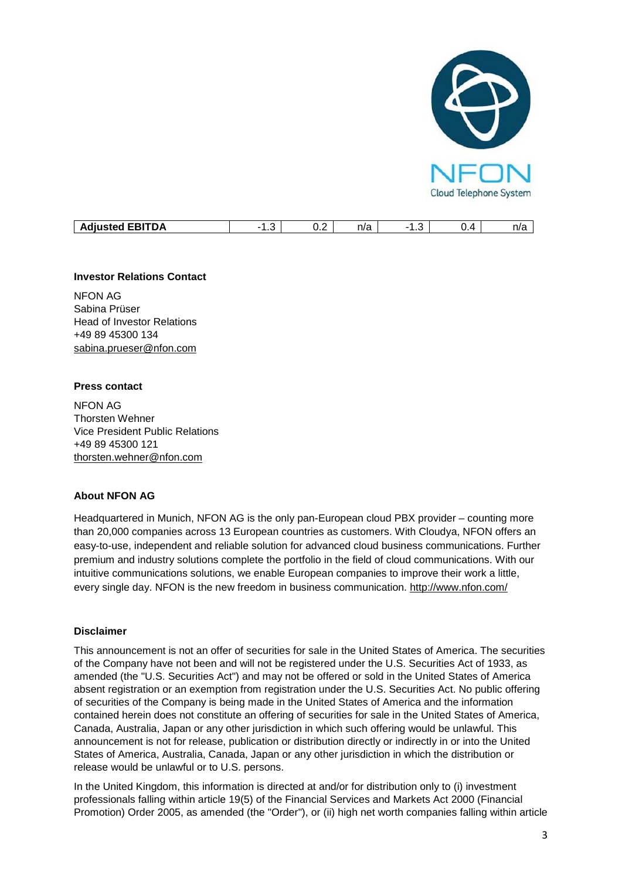| Adjusted EBITDA | -1.3 | 0.2 | n/a | -1.3 | 0.4 | n/a |
| --- | --- | --- | --- | --- | --- | --- |

**Investor Relations Contact**

NFON AG
Sabina Prüser
Head of Investor Relations
+49 89 45300 134
sabina.prueser@nfon.com

**Press contact**

NFON AG
Thorsten Wehner
Vice President Public Relations
+49 89 45300 121
thorsten.wehner@nfon.com

**About NFON AG**

Headquartered in Munich, NFON AG is the only pan-European cloud PBX provider – counting more than 20,000 companies across 13 European countries as customers. With Cloudya, NFON offers an easy-to-use, independent and reliable solution for advanced cloud business communications. Further premium and industry solutions complete the portfolio in the field of cloud communications. With our intuitive communications solutions, we enable European companies to improve their work a little, every single day. NFON is the new freedom in business communication. http://www.nfon.com/

**Disclaimer**

This announcement is not an offer of securities for sale in the United States of America. The securities of the Company have not been and will not be registered under the U.S. Securities Act of 1933, as amended (the "U.S. Securities Act") and may not be offered or sold in the United States of America absent registration or an exemption from registration under the U.S. Securities Act. No public offering of securities of the Company is being made in the United States of America and the information contained herein does not constitute an offering of securities for sale in the United States of America, Canada, Australia, Japan or any other jurisdiction in which such offering would be unlawful. This announcement is not for release, publication or distribution directly or indirectly in or into the United States of America, Australia, Canada, Japan or any other jurisdiction in which the distribution or release would be unlawful or to U.S. persons.

In the United Kingdom, this information is directed at and/or for distribution only to (i) investment professionals falling within article 19(5) of the Financial Services and Markets Act 2000 (Financial Promotion) Order 2005, as amended (the "Order"), or (ii) high net worth companies falling within article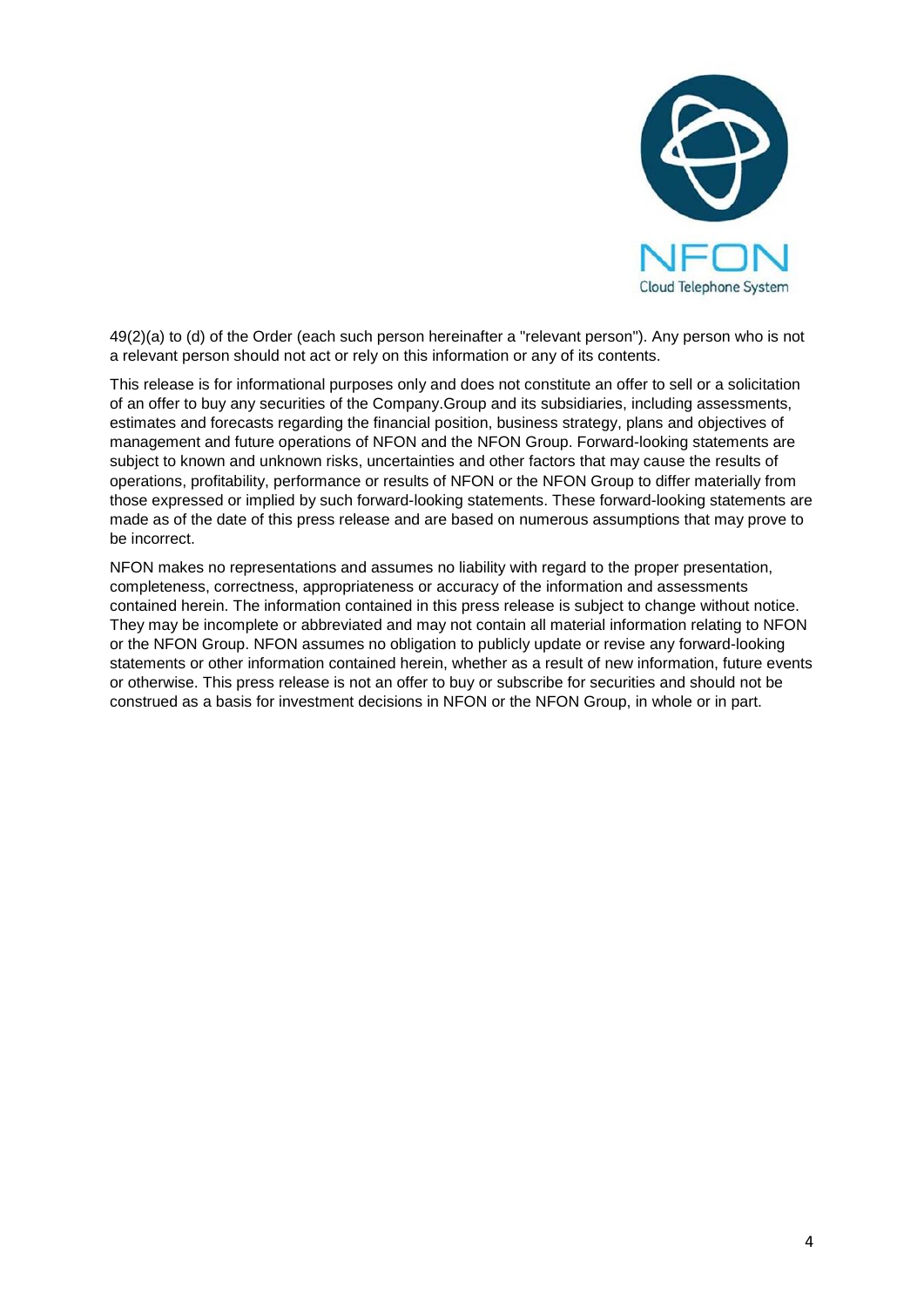49(2)(a) to (d) of the Order (each such person hereinafter a "relevant person"). Any person who is not a relevant person should not act or rely on this information or any of its contents.

This release is for informational purposes only and does not constitute an offer to sell or a solicitation of an offer to buy any securities of the Company.Group and its subsidiaries, including assessments, estimates and forecasts regarding the financial position, business strategy, plans and objectives of management and future operations of NFON and the NFON Group. Forward-looking statements are subject to known and unknown risks, uncertainties and other factors that may cause the results of operations, profitability, performance or results of NFON or the NFON Group to differ materially from those expressed or implied by such forward-looking statements. These forward-looking statements are made as of the date of this press release and are based on numerous assumptions that may prove to be incorrect.

NFON makes no representations and assumes no liability with regard to the proper presentation, completeness, correctness, appropriateness or accuracy of the information and assessments contained herein. The information contained in this press release is subject to change without notice. They may be incomplete or abbreviated and may not contain all material information relating to NFON or the NFON Group. NFON assumes no obligation to publicly update or revise any forward-looking statements or other information contained herein, whether as a result of new information, future events or otherwise. This press release is not an offer to buy or subscribe for securities and should not be construed as a basis for investment decisions in NFON or the NFON Group, in whole or in part.